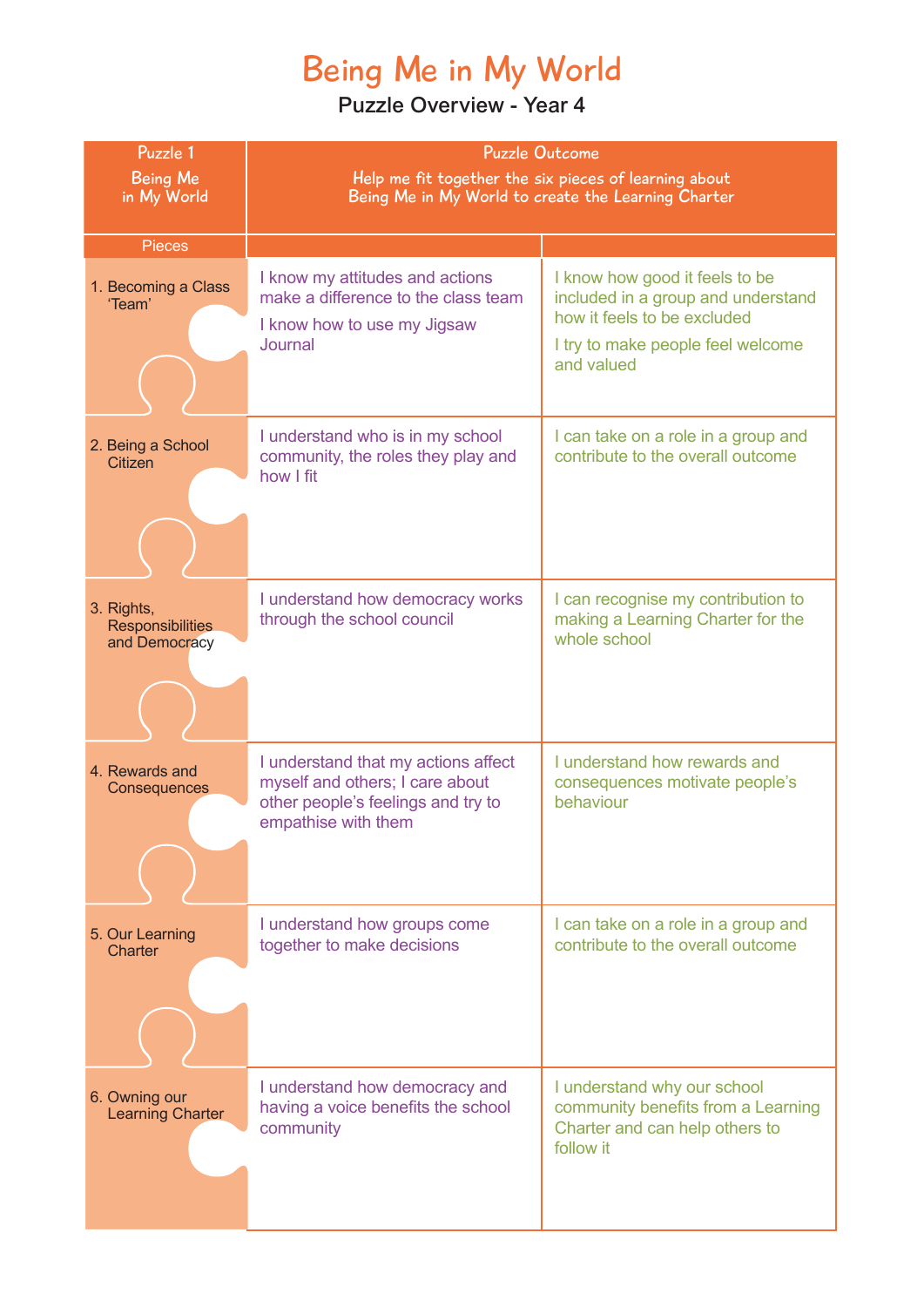# Being Me in My World

## Puzzle Overview - Year 4

| Puzzle 1<br>Being Me in My World | Puzzle Outcome<br>Help me fit together the six pieces of learning about Being Me in My World to create the Learning Charter | |
|---|---|---|
| Pieces | | |
| 1. Becoming a Class 'Team' | I know my attitudes and actions make a difference to the class team<br>I know how to use my Jigsaw Journal | I know how good it feels to be included in a group and understand how it feels to be excluded<br>I try to make people feel welcome and valued |
| 2. Being a School Citizen | I understand who is in my school community, the roles they play and how I fit | I can take on a role in a group and contribute to the overall outcome |
| 3. Rights, Responsibilities and Democracy | I understand how democracy works through the school council | I can recognise my contribution to making a Learning Charter for the whole school |
| 4. Rewards and Consequences | I understand that my actions affect myself and others; I care about other people's feelings and try to empathise with them | I understand how rewards and consequences motivate people's behaviour |
| 5. Our Learning Charter | I understand how groups come together to make decisions | I can take on a role in a group and contribute to the overall outcome |
| 6. Owning our Learning Charter | I understand how democracy and having a voice benefits the school community | I understand why our school community benefits from a Learning Charter and can help others to follow it |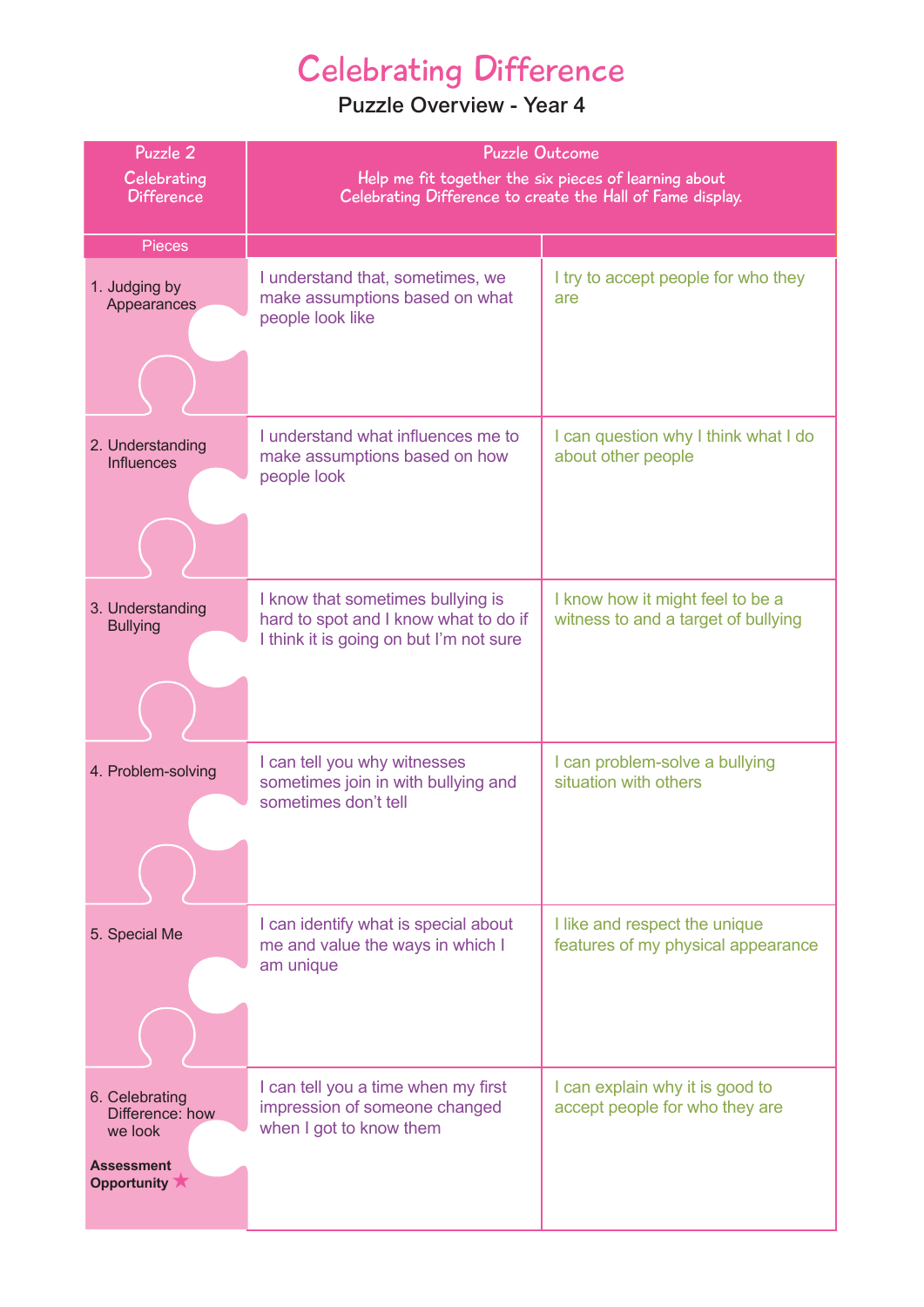# Celebrating Difference

## Puzzle Overview - Year 4

| Puzzle 2<br>Celebrating Difference | Puzzle Outcome<br>Help me fit together the six pieces of learning about Celebrating Difference to create the Hall of Fame display. | |
|---|---|---|
| Pieces | | |
| 1. Judging by Appearances | I understand that, sometimes, we make assumptions based on what people look like | I try to accept people for who they are |
| 2. Understanding Influences | I understand what influences me to make assumptions based on how people look | I can question why I think what I do about other people |
| 3. Understanding Bullying | I know that sometimes bullying is hard to spot and I know what to do if I think it is going on but I'm not sure | I know how it might feel to be a witness to and a target of bullying |
| 4. Problem-solving | I can tell you why witnesses sometimes join in with bullying and sometimes don't tell | I can problem-solve a bullying situation with others |
| 5. Special Me | I can identify what is special about me and value the ways in which I am unique | I like and respect the unique features of my physical appearance |
| 6. Celebrating Difference: how we look<br>**Assessment Opportunity** ★ | I can tell you a time when my first impression of someone changed when I got to know them | I can explain why it is good to accept people for who they are |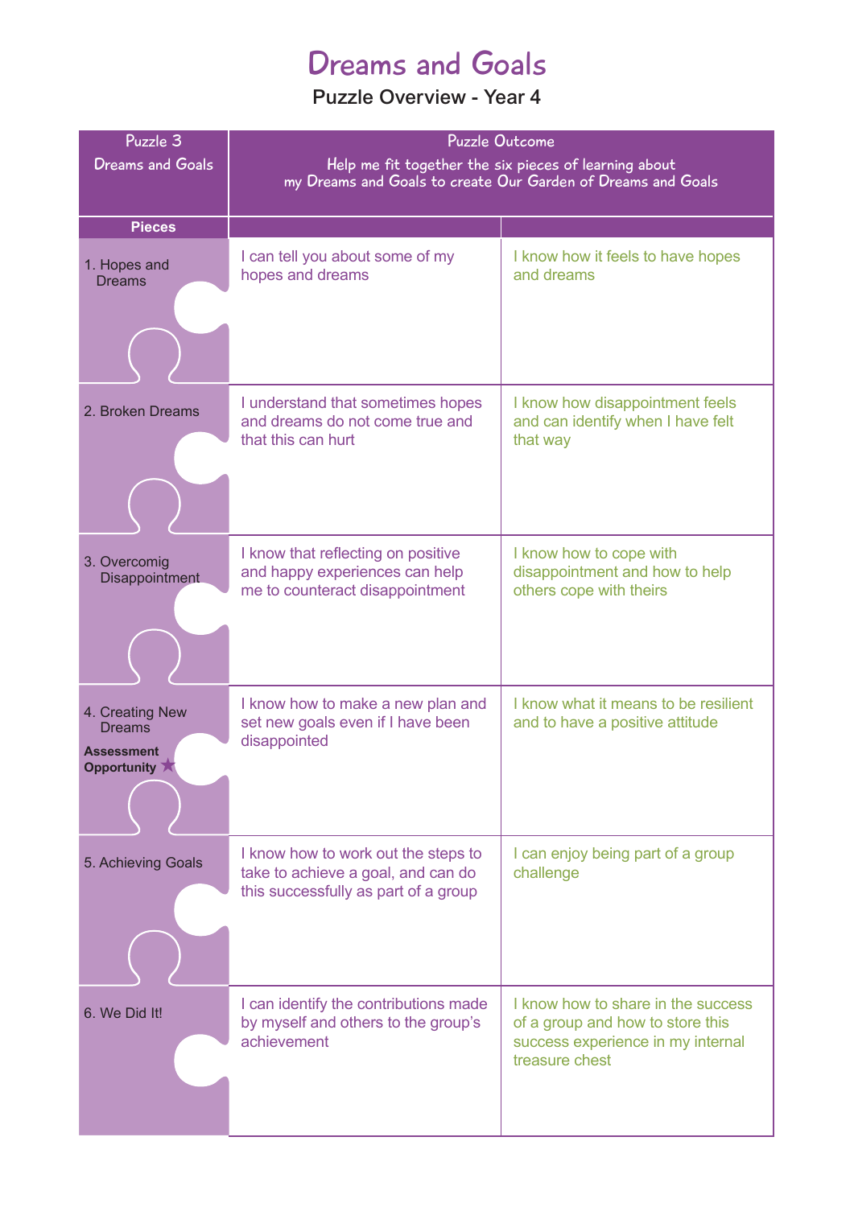# Dreams and Goals

## Puzzle Overview - Year 4

| Puzzle 3 Dreams and Goals | Puzzle Outcome Help me fit together the six pieces of learning about my Dreams and Goals to create Our Garden of Dreams and Goals | |
|---|---|---|
| **Pieces** | | |
| 1. Hopes and Dreams | I can tell you about some of my hopes and dreams | I know how it feels to have hopes and dreams |
| 2. Broken Dreams | I understand that sometimes hopes and dreams do not come true and that this can hurt | I know how disappointment feels and can identify when I have felt that way |
| 3. Overcomig Disappointment | I know that reflecting on positive and happy experiences can help me to counteract disappointment | I know how to cope with disappointment and how to help others cope with theirs |
| 4. Creating New Dreams **Assessment Opportunity** ★ | I know how to make a new plan and set new goals even if I have been disappointed | I know what it means to be resilient and to have a positive attitude |
| 5. Achieving Goals | I know how to work out the steps to take to achieve a goal, and can do this successfully as part of a group | I can enjoy being part of a group challenge |
| 6. We Did It! | I can identify the contributions made by myself and others to the group's achievement | I know how to share in the success of a group and how to store this success experience in my internal treasure chest |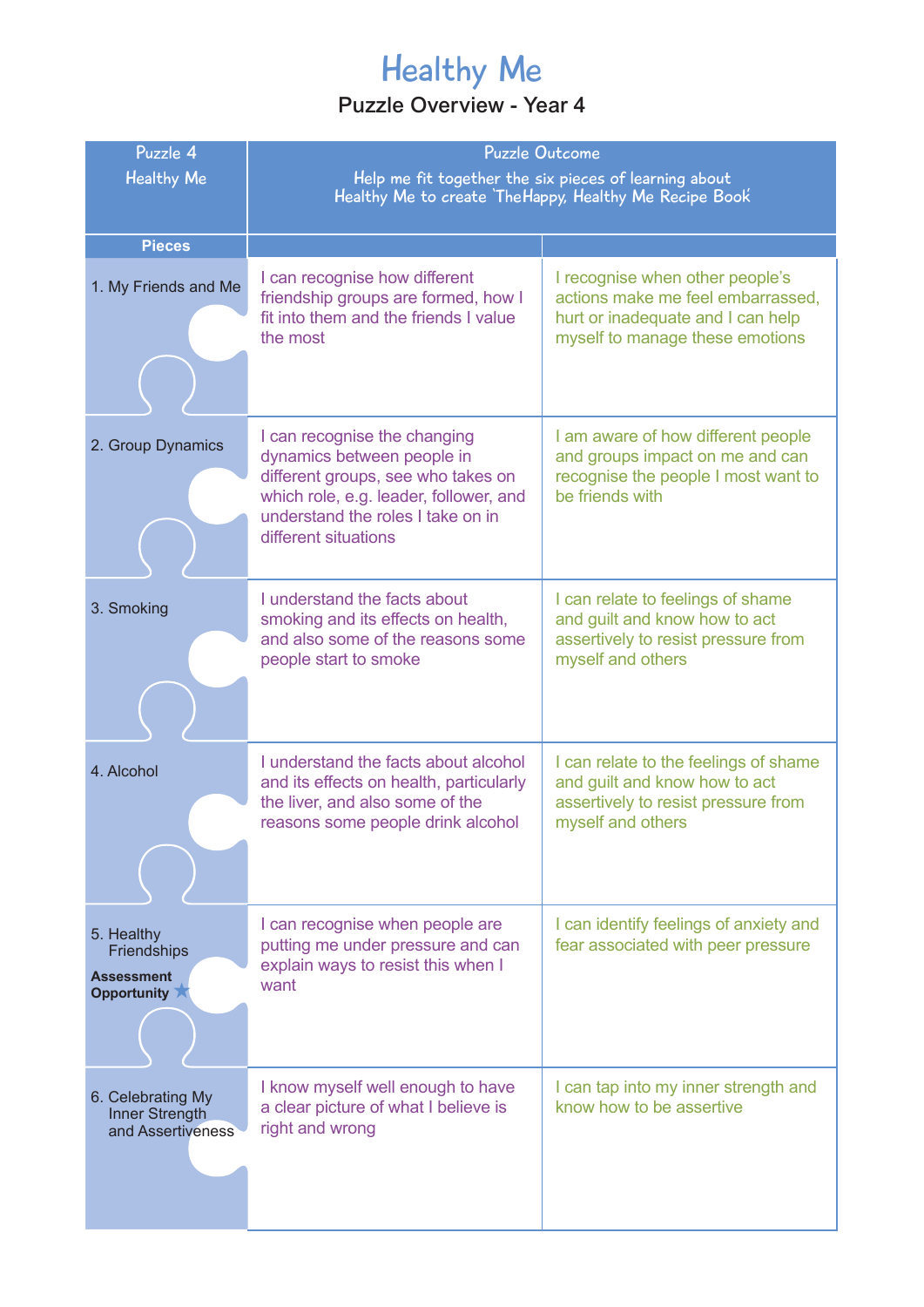# Healthy Me

## Puzzle Overview - Year 4

| Puzzle 4<br>Healthy Me | Puzzle Outcome<br>Help me fit together the six pieces of learning about Healthy Me to create 'The Happy, Healthy Me Recipe Book' | |
|---|---|---|
| **Pieces** | | |
| 1. My Friends and Me | I can recognise how different friendship groups are formed, how I fit into them and the friends I value the most | I recognise when other people's actions make me feel embarrassed, hurt or inadequate and I can help myself to manage these emotions |
| 2. Group Dynamics | I can recognise the changing dynamics between people in different groups, see who takes on which role, e.g. leader, follower, and understand the roles I take on in different situations | I am aware of how different people and groups impact on me and can recognise the people I most want to be friends with |
| 3. Smoking | I understand the facts about smoking and its effects on health, and also some of the reasons some people start to smoke | I can relate to feelings of shame and guilt and know how to act assertively to resist pressure from myself and others |
| 4. Alcohol | I understand the facts about alcohol and its effects on health, particularly the liver, and also some of the reasons some people drink alcohol | I can relate to the feelings of shame and guilt and know how to act assertively to resist pressure from myself and others |
| 5. Healthy Friendships<br>**Assessment Opportunity** ★ | I can recognise when people are putting me under pressure and can explain ways to resist this when I want | I can identify feelings of anxiety and fear associated with peer pressure |
| 6. Celebrating My Inner Strength and Assertiveness | I know myself well enough to have a clear picture of what I believe is right and wrong | I can tap into my inner strength and know how to be assertive |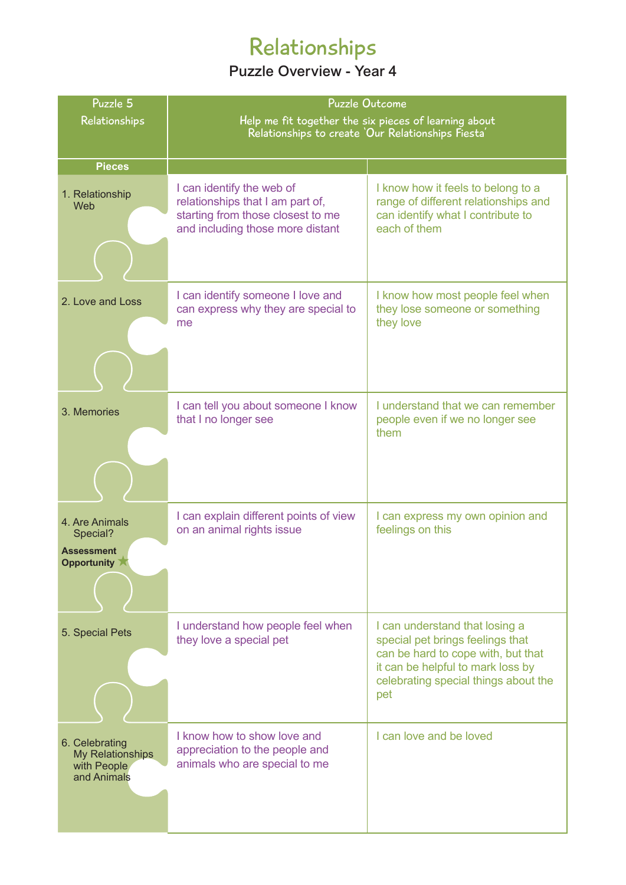# Relationships

## Puzzle Overview - Year 4

| Puzzle 5 Relationships | Puzzle Outcome Help me fit together the six pieces of learning about Relationships to create 'Our Relationships Fiesta' | |
|---|---|---|
| **Pieces** | | |
| 1. Relationship Web | I can identify the web of relationships that I am part of, starting from those closest to me and including those more distant | I know how it feels to belong to a range of different relationships and can identify what I contribute to each of them |
| 2. Love and Loss | I can identify someone I love and can express why they are special to me | I know how most people feel when they lose someone or something they love |
| 3. Memories | I can tell you about someone I know that I no longer see | I understand that we can remember people even if we no longer see them |
| 4. Are Animals Special? **Assessment Opportunity** ★ | I can explain different points of view on an animal rights issue | I can express my own opinion and feelings on this |
| 5. Special Pets | I understand how people feel when they love a special pet | I can understand that losing a special pet brings feelings that can be hard to cope with, but that it can be helpful to mark loss by celebrating special things about the pet |
| 6. Celebrating My Relationships with People and Animals | I know how to show love and appreciation to the people and animals who are special to me | I can love and be loved |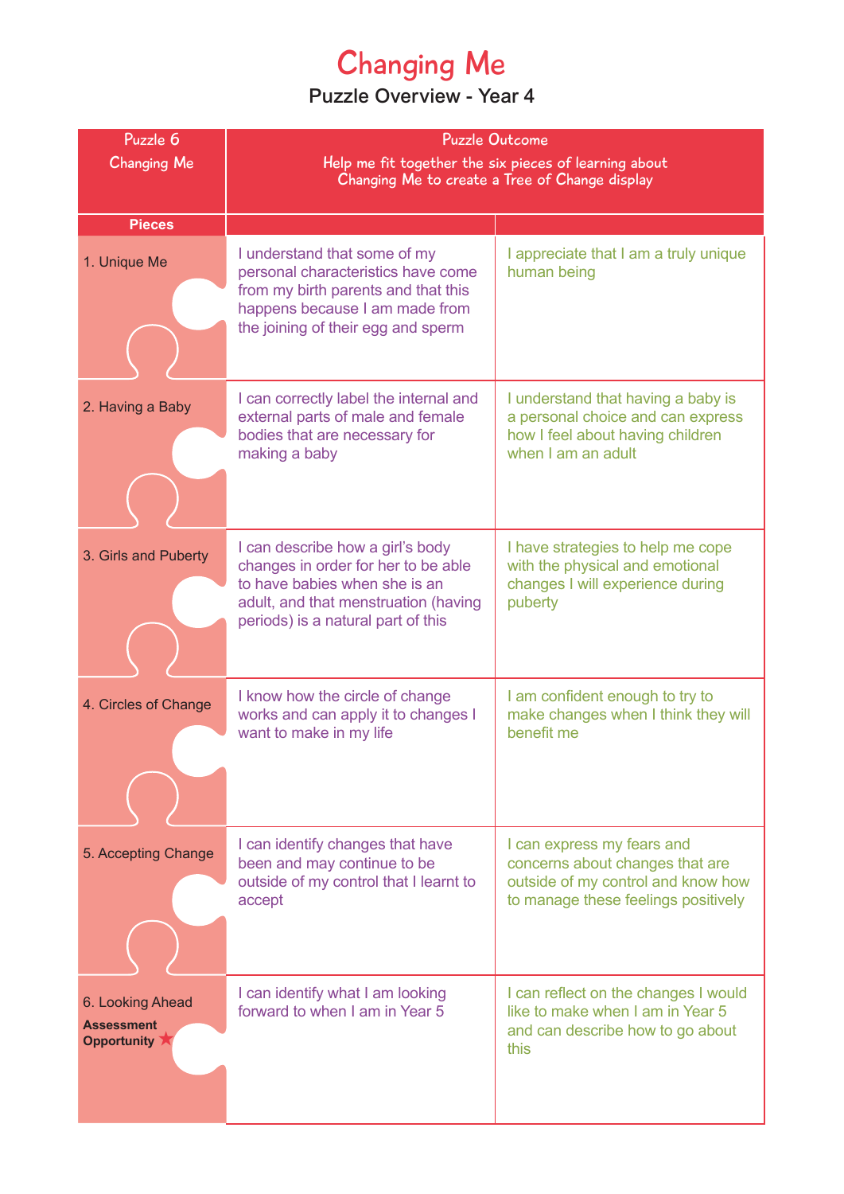# Changing Me

## Puzzle Overview - Year 4

| Puzzle 6<br>Changing Me | Puzzle Outcome<br>Help me fit together the six pieces of learning about Changing Me to create a Tree of Change display | |
|---|---|---|
| **Pieces** | | |
| 1. Unique Me | I understand that some of my personal characteristics have come from my birth parents and that this happens because I am made from the joining of their egg and sperm | I appreciate that I am a truly unique human being |
| 2. Having a Baby | I can correctly label the internal and external parts of male and female bodies that are necessary for making a baby | I understand that having a baby is a personal choice and can express how I feel about having children when I am an adult |
| 3. Girls and Puberty | I can describe how a girl's body changes in order for her to be able to have babies when she is an adult, and that menstruation (having periods) is a natural part of this | I have strategies to help me cope with the physical and emotional changes I will experience during puberty |
| 4. Circles of Change | I know how the circle of change works and can apply it to changes I want to make in my life | I am confident enough to try to make changes when I think they will benefit me |
| 5. Accepting Change | I can identify changes that have been and may continue to be outside of my control that I learnt to accept | I can express my fears and concerns about changes that are outside of my control and know how to manage these feelings positively |
| 6. Looking Ahead<br>**Assessment Opportunity** ★ | I can identify what I am looking forward to when I am in Year 5 | I can reflect on the changes I would like to make when I am in Year 5 and can describe how to go about this |